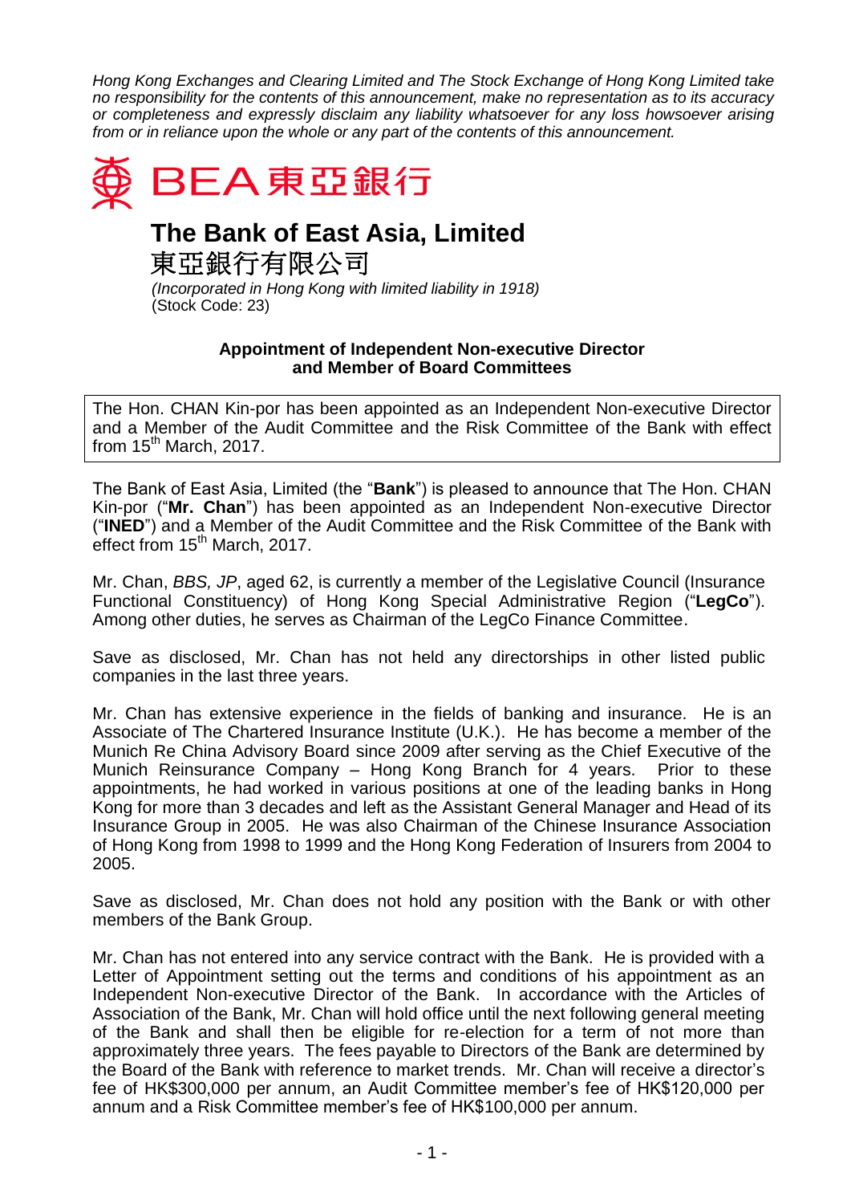*Hong Kong Exchanges and Clearing Limited and The Stock Exchange of Hong Kong Limited take no responsibility for the contents of this announcement, make no representation as to its accuracy or completeness and expressly disclaim any liability whatsoever for any loss howsoever arising from or in reliance upon the whole or any part of the contents of this announcement.*

BEA 東亞銀行

# The Bank of East Asia, Limited
# 東亞銀行有限公司

*(Incorporated in Hong Kong with limited liability in 1918)*
(Stock Code: 23)

## Appointment of Independent Non-executive Director and Member of Board Committees

The Hon. CHAN Kin-por has been appointed as an Independent Non-executive Director and a Member of the Audit Committee and the Risk Committee of the Bank with effect from 15th March, 2017.

The Bank of East Asia, Limited (the "**Bank**") is pleased to announce that The Hon. CHAN Kin-por ("**Mr. Chan**") has been appointed as an Independent Non-executive Director ("**INED**") and a Member of the Audit Committee and the Risk Committee of the Bank with effect from 15th March, 2017.

Mr. Chan, *BBS, JP*, aged 62, is currently a member of the Legislative Council (Insurance Functional Constituency) of Hong Kong Special Administrative Region ("**LegCo**"). Among other duties, he serves as Chairman of the LegCo Finance Committee.

Save as disclosed, Mr. Chan has not held any directorships in other listed public companies in the last three years.

Mr. Chan has extensive experience in the fields of banking and insurance. He is an Associate of The Chartered Insurance Institute (U.K.). He has become a member of the Munich Re China Advisory Board since 2009 after serving as the Chief Executive of the Munich Reinsurance Company – Hong Kong Branch for 4 years. Prior to these appointments, he had worked in various positions at one of the leading banks in Hong Kong for more than 3 decades and left as the Assistant General Manager and Head of its Insurance Group in 2005. He was also Chairman of the Chinese Insurance Association of Hong Kong from 1998 to 1999 and the Hong Kong Federation of Insurers from 2004 to 2005.

Save as disclosed, Mr. Chan does not hold any position with the Bank or with other members of the Bank Group.

Mr. Chan has not entered into any service contract with the Bank. He is provided with a Letter of Appointment setting out the terms and conditions of his appointment as an Independent Non-executive Director of the Bank. In accordance with the Articles of Association of the Bank, Mr. Chan will hold office until the next following general meeting of the Bank and shall then be eligible for re-election for a term of not more than approximately three years. The fees payable to Directors of the Bank are determined by the Board of the Bank with reference to market trends. Mr. Chan will receive a director's fee of HK$300,000 per annum, an Audit Committee member's fee of HK$120,000 per annum and a Risk Committee member's fee of HK$100,000 per annum.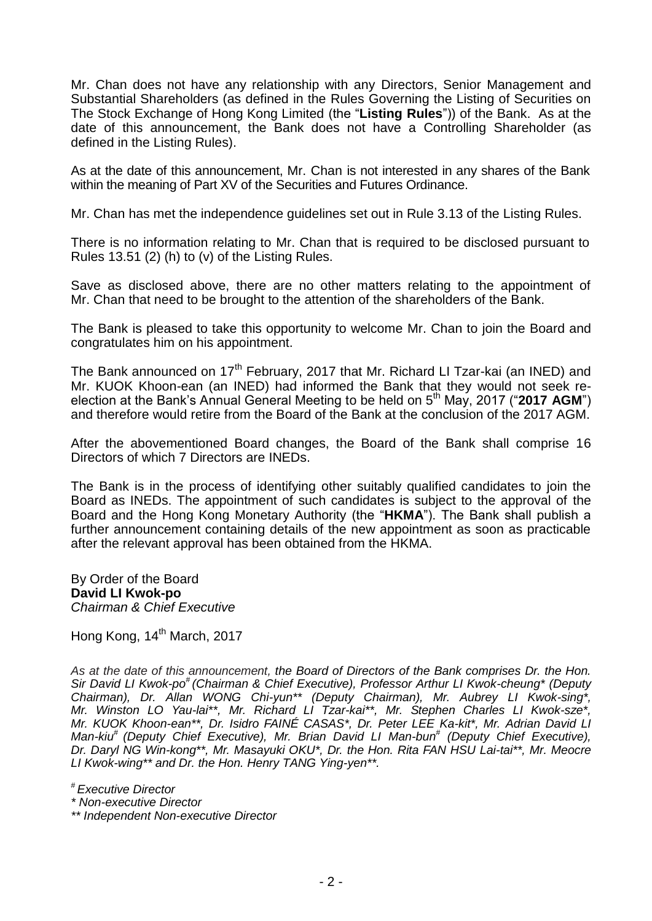Mr. Chan does not have any relationship with any Directors, Senior Management and Substantial Shareholders (as defined in the Rules Governing the Listing of Securities on The Stock Exchange of Hong Kong Limited (the "**Listing Rules**")) of the Bank. As at the date of this announcement, the Bank does not have a Controlling Shareholder (as defined in the Listing Rules).

As at the date of this announcement, Mr. Chan is not interested in any shares of the Bank within the meaning of Part XV of the Securities and Futures Ordinance.

Mr. Chan has met the independence guidelines set out in Rule 3.13 of the Listing Rules.

There is no information relating to Mr. Chan that is required to be disclosed pursuant to Rules 13.51 (2) (h) to (v) of the Listing Rules.

Save as disclosed above, there are no other matters relating to the appointment of Mr. Chan that need to be brought to the attention of the shareholders of the Bank.

The Bank is pleased to take this opportunity to welcome Mr. Chan to join the Board and congratulates him on his appointment.

The Bank announced on 17th February, 2017 that Mr. Richard LI Tzar-kai (an INED) and Mr. KUOK Khoon-ean (an INED) had informed the Bank that they would not seek re-election at the Bank's Annual General Meeting to be held on 5th May, 2017 ("**2017 AGM**") and therefore would retire from the Board of the Bank at the conclusion of the 2017 AGM.

After the abovementioned Board changes, the Board of the Bank shall comprise 16 Directors of which 7 Directors are INEDs.

The Bank is in the process of identifying other suitably qualified candidates to join the Board as INEDs. The appointment of such candidates is subject to the approval of the Board and the Hong Kong Monetary Authority (the "**HKMA**"). The Bank shall publish a further announcement containing details of the new appointment as soon as practicable after the relevant approval has been obtained from the HKMA.

By Order of the Board
**David LI Kwok-po**
*Chairman & Chief Executive*

Hong Kong, 14th March, 2017

*As at the date of this announcement, the Board of Directors of the Bank comprises Dr. the Hon. Sir David LI Kwok-po# (Chairman & Chief Executive), Professor Arthur LI Kwok-cheung* (Deputy Chairman), Dr. Allan WONG Chi-yun** (Deputy Chairman), Mr. Aubrey LI Kwok-sing*, Mr. Winston LO Yau-lai**, Mr. Richard LI Tzar-kai**, Mr. Stephen Charles LI Kwok-sze*, Mr. KUOK Khoon-ean**, Dr. Isidro FAINÉ CASAS*, Dr. Peter LEE Ka-kit*, Mr. Adrian David LI Man-kiu# (Deputy Chief Executive), Mr. Brian David LI Man-bun# (Deputy Chief Executive), Dr. Daryl NG Win-kong**, Mr. Masayuki OKU*, Dr. the Hon. Rita FAN HSU Lai-tai**, Mr. Meocre LI Kwok-wing** and Dr. the Hon. Henry TANG Ying-yen**.*

*# Executive Director*
** Non-executive Director*
*** Independent Non-executive Director*